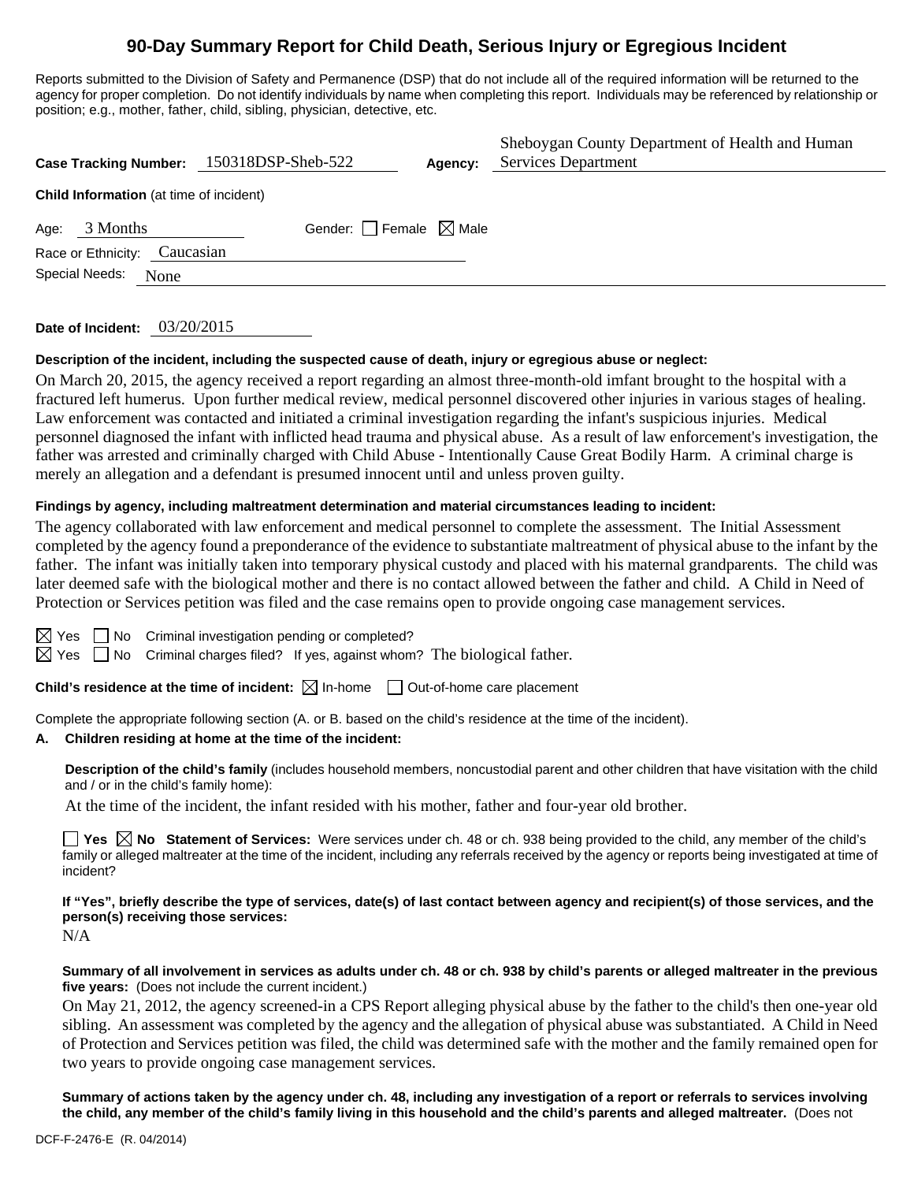# 90-Day Summary Report for Child Death, Serious Injury or Egregious Incident

Reports submitted to the Division of Safety and Permanence (DSP) that do not include all of the required information will be returned to the agency for proper completion. Do not identify individuals by name when completing this report. Individuals may be referenced by relationship or position; e.g., mother, father, child, sibling, physician, detective, etc.

**Case Tracking Number:** 150318DSP-Sheb-522 **Agency:** Sheboygan County Department of Health and Human Services Department

**Child Information** (at time of incident)

Age: 3 Months Gender: ☐ Female ☒ Male

Race or Ethnicity: Caucasian

Special Needs: None

**Date of Incident:** 03/20/2015

**Description of the incident, including the suspected cause of death, injury or egregious abuse or neglect:**

On March 20, 2015, the agency received a report regarding an almost three-month-old imfant brought to the hospital with a fractured left humerus. Upon further medical review, medical personnel discovered other injuries in various stages of healing. Law enforcement was contacted and initiated a criminal investigation regarding the infant's suspicious injuries. Medical personnel diagnosed the infant with inflicted head trauma and physical abuse. As a result of law enforcement's investigation, the father was arrested and criminally charged with Child Abuse - Intentionally Cause Great Bodily Harm. A criminal charge is merely an allegation and a defendant is presumed innocent until and unless proven guilty.

**Findings by agency, including maltreatment determination and material circumstances leading to incident:**

The agency collaborated with law enforcement and medical personnel to complete the assessment. The Initial Assessment completed by the agency found a preponderance of the evidence to substantiate maltreatment of physical abuse to the infant by the father. The infant was initially taken into temporary physical custody and placed with his maternal grandparents. The child was later deemed safe with the biological mother and there is no contact allowed between the father and child. A Child in Need of Protection or Services petition was filed and the case remains open to provide ongoing case management services.

☒ Yes ☐ No Criminal investigation pending or completed?

☒ Yes ☐ No Criminal charges filed? If yes, against whom? The biological father.

**Child's residence at the time of incident:** ☒ In-home ☐ Out-of-home care placement

Complete the appropriate following section (A. or B. based on the child's residence at the time of the incident).

**A. Children residing at home at the time of the incident:**

**Description of the child's family** (includes household members, noncustodial parent and other children that have visitation with the child and / or in the child's family home):

At the time of the incident, the infant resided with his mother, father and four-year old brother.

☐ **Yes** ☒ **No Statement of Services:** Were services under ch. 48 or ch. 938 being provided to the child, any member of the child's family or alleged maltreater at the time of the incident, including any referrals received by the agency or reports being investigated at time of incident?

**If "Yes", briefly describe the type of services, date(s) of last contact between agency and recipient(s) of those services, and the person(s) receiving those services:**

N/A

**Summary of all involvement in services as adults under ch. 48 or ch. 938 by child's parents or alleged maltreater in the previous five years:** (Does not include the current incident.)

On May 21, 2012, the agency screened-in a CPS Report alleging physical abuse by the father to the child's then one-year old sibling. An assessment was completed by the agency and the allegation of physical abuse was substantiated. A Child in Need of Protection and Services petition was filed, the child was determined safe with the mother and the family remained open for two years to provide ongoing case management services.

**Summary of actions taken by the agency under ch. 48, including any investigation of a report or referrals to services involving the child, any member of the child's family living in this household and the child's parents and alleged maltreater.** (Does not

DCF-F-2476-E (R. 04/2014)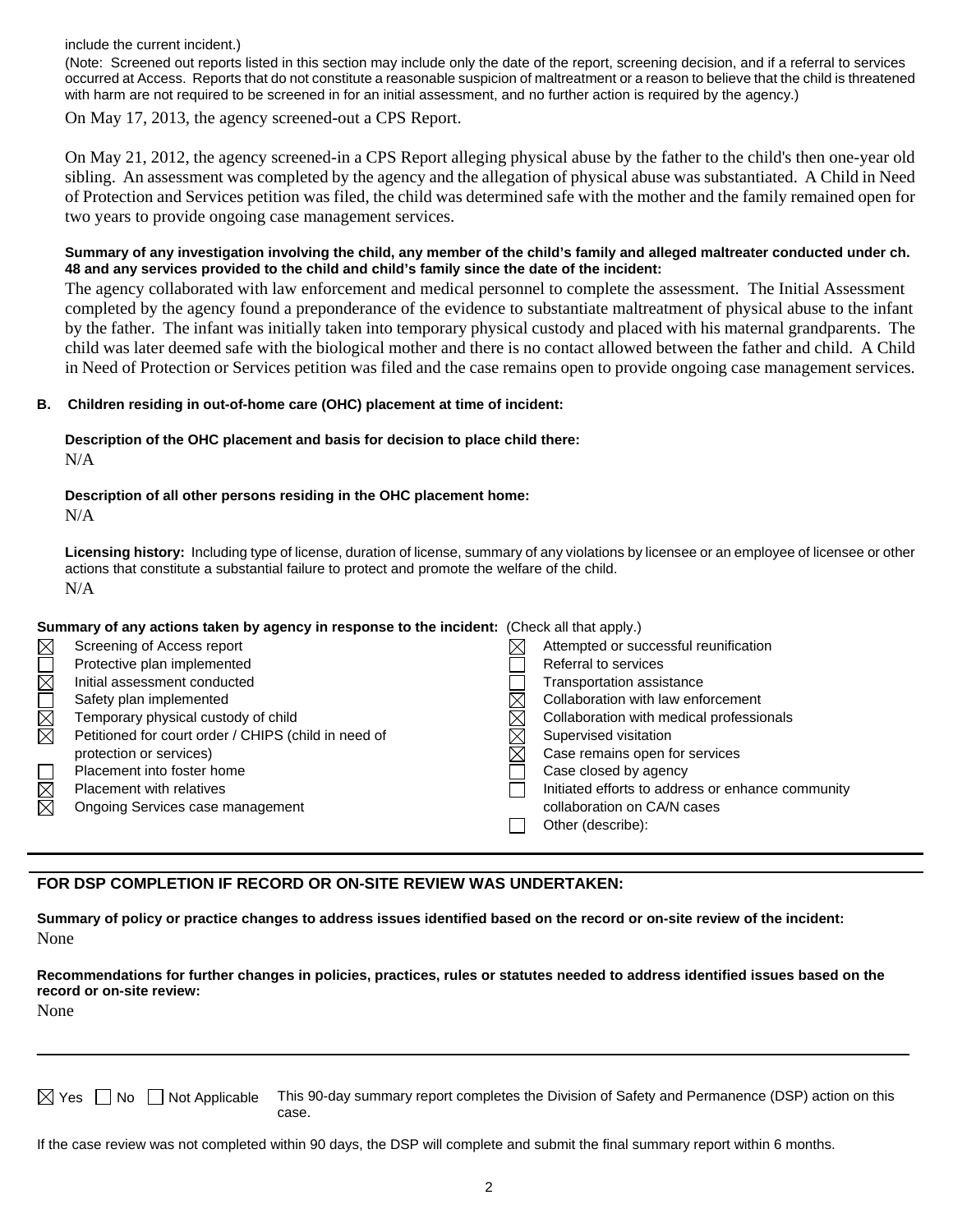include the current incident.)

(Note: Screened out reports listed in this section may include only the date of the report, screening decision, and if a referral to services occurred at Access. Reports that do not constitute a reasonable suspicion of maltreatment or a reason to believe that the child is threatened with harm are not required to be screened in for an initial assessment, and no further action is required by the agency.)

On May 17, 2013, the agency screened-out a CPS Report.

On May 21, 2012, the agency screened-in a CPS Report alleging physical abuse by the father to the child's then one-year old sibling. An assessment was completed by the agency and the allegation of physical abuse was substantiated. A Child in Need of Protection and Services petition was filed, the child was determined safe with the mother and the family remained open for two years to provide ongoing case management services.

**Summary of any investigation involving the child, any member of the child's family and alleged maltreater conducted under ch. 48 and any services provided to the child and child's family since the date of the incident:**

The agency collaborated with law enforcement and medical personnel to complete the assessment. The Initial Assessment completed by the agency found a preponderance of the evidence to substantiate maltreatment of physical abuse to the infant by the father. The infant was initially taken into temporary physical custody and placed with his maternal grandparents. The child was later deemed safe with the biological mother and there is no contact allowed between the father and child. A Child in Need of Protection or Services petition was filed and the case remains open to provide ongoing case management services.

**B. Children residing in out-of-home care (OHC) placement at time of incident:**

**Description of the OHC placement and basis for decision to place child there:**
N/A

**Description of all other persons residing in the OHC placement home:**
N/A

**Licensing history:** Including type of license, duration of license, summary of any violations by licensee or an employee of licensee or other actions that constitute a substantial failure to protect and promote the welfare of the child.
N/A

**Summary of any actions taken by agency in response to the incident:** (Check all that apply.)

| | | | |
|---|---|---|---|
| ☒ | Screening of Access report | ☒ | Attempted or successful reunification |
| ☐ | Protective plan implemented | ☐ | Referral to services |
| ☒ | Initial assessment conducted | ☐ | Transportation assistance |
| ☐ | Safety plan implemented | ☒ | Collaboration with law enforcement |
| ☒ | Temporary physical custody of child | ☒ | Collaboration with medical professionals |
| ☒ | Petitioned for court order / CHIPS (child in need of protection or services) | ☒ | Supervised visitation |
| | | ☒ | Case remains open for services |
| ☐ | Placement into foster home | ☐ | Case closed by agency |
| ☒ | Placement with relatives | ☐ | Initiated efforts to address or enhance community collaboration on CA/N cases |
| ☒ | Ongoing Services case management | ☐ | Other (describe): |

## FOR DSP COMPLETION IF RECORD OR ON-SITE REVIEW WAS UNDERTAKEN:

**Summary of policy or practice changes to address issues identified based on the record or on-site review of the incident:**
None

**Recommendations for further changes in policies, practices, rules or statutes needed to address identified issues based on the record or on-site review:**
None

☒ Yes ☐ No ☐ Not Applicable This 90-day summary report completes the Division of Safety and Permanence (DSP) action on this case.

If the case review was not completed within 90 days, the DSP will complete and submit the final summary report within 6 months.